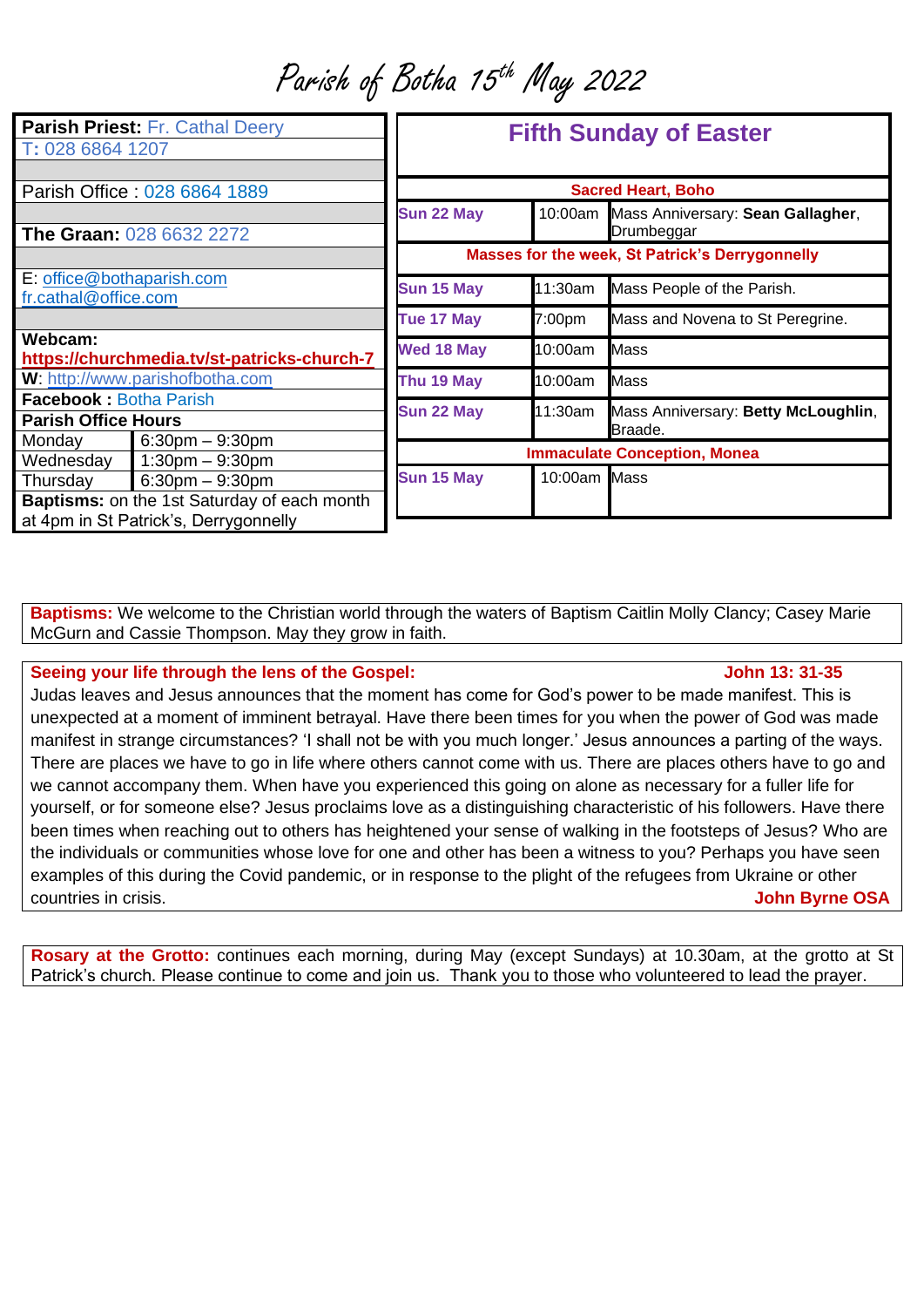# Parish of Botha 15th May 2022

| | |
|---|---|
| **Parish Priest:** Fr. Cathal Deery | |
| T: 028 6864 1207 | |
| Parish Office : 028 6864 1889 | |
| **The Graan:** 028 6632 2272 | |
| E: office@bothaparish.com fr.cathal@office.com | |
| **Webcam:** **https://churchmedia.tv/st-patricks-church-7** | |
| **W**: http://www.parishofbotha.com | |
| **Facebook :** Botha Parish | |
| **Parish Office Hours** | |
| Monday | 6:30pm – 9:30pm |
| Wednesday | 1:30pm – 9:30pm |
| Thursday | 6:30pm – 9:30pm |
| **Baptisms:** on the 1st Saturday of each month at 4pm in St Patrick's, Derrygonnelly | |

## Fifth Sunday of Easter

| | | |
|---|---|---|
| **Sacred Heart, Boho** | | |
| **Sun 22 May** | 10:00am | Mass Anniversary: **Sean Gallagher**, Drumbeggar |
| **Masses for the week, St Patrick's Derrygonnelly** | | |
| **Sun 15 May** | 11:30am | Mass People of the Parish. |
| **Tue 17 May** | 7:00pm | Mass and Novena to St Peregrine. |
| **Wed 18 May** | 10:00am | Mass |
| **Thu 19 May** | 10:00am | Mass |
| **Sun 22 May** | 11:30am | Mass Anniversary: **Betty McLoughlin**, Braade. |
| **Immaculate Conception, Monea** | | |
| **Sun 15 May** | 10:00am | Mass |

**Baptisms:** We welcome to the Christian world through the waters of Baptism Caitlin Molly Clancy; Casey Marie McGurn and Cassie Thompson. May they grow in faith.

**Seeing your life through the lens of the Gospel:** **John 13: 31-35**

Judas leaves and Jesus announces that the moment has come for God's power to be made manifest. This is unexpected at a moment of imminent betrayal. Have there been times for you when the power of God was made manifest in strange circumstances? 'I shall not be with you much longer.' Jesus announces a parting of the ways. There are places we have to go in life where others cannot come with us. There are places others have to go and we cannot accompany them. When have you experienced this going on alone as necessary for a fuller life for yourself, or for someone else? Jesus proclaims love as a distinguishing characteristic of his followers. Have there been times when reaching out to others has heightened your sense of walking in the footsteps of Jesus? Who are the individuals or communities whose love for one and other has been a witness to you? Perhaps you have seen examples of this during the Covid pandemic, or in response to the plight of the refugees from Ukraine or other countries in crisis. **John Byrne OSA**

**Rosary at the Grotto:** continues each morning, during May (except Sundays) at 10.30am, at the grotto at St Patrick's church. Please continue to come and join us. Thank you to those who volunteered to lead the prayer.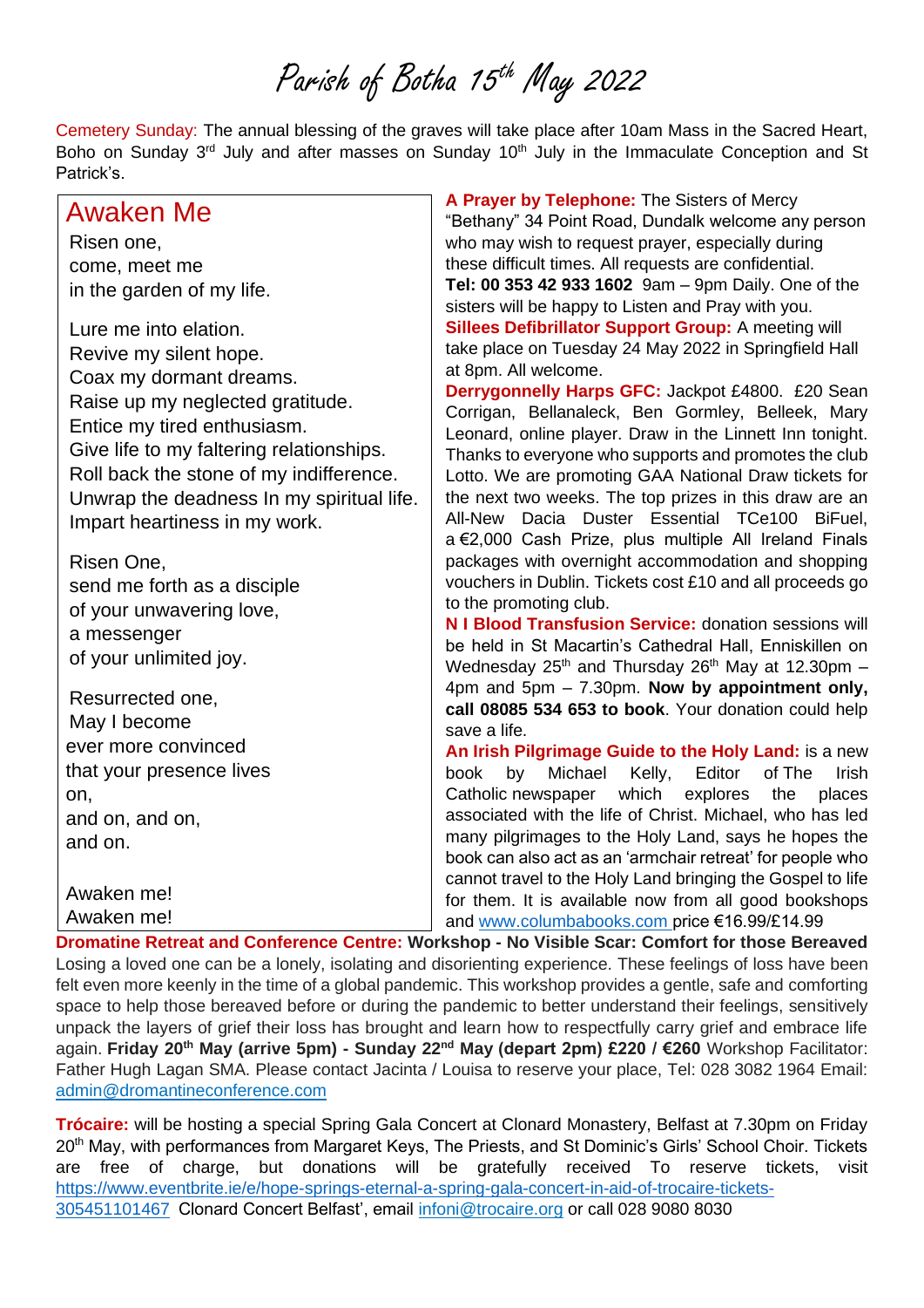# Parish of Botha 15th May 2022

Cemetery Sunday: The annual blessing of the graves will take place after 10am Mass in the Sacred Heart, Boho on Sunday 3rd July and after masses on Sunday 10th July in the Immaculate Conception and St Patrick's.

## Awaken Me

Risen one,
come, meet me
in the garden of my life.

Lure me into elation.
Revive my silent hope.
Coax my dormant dreams.
Raise up my neglected gratitude.
Entice my tired enthusiasm.
Give life to my faltering relationships.
Roll back the stone of my indifference.
Unwrap the deadness In my spiritual life.
Impart heartiness in my work.

Risen One,
send me forth as a disciple
of your unwavering love,
a messenger
of your unlimited joy.

Resurrected one,
May I become
ever more convinced
that your presence lives
on,
and on, and on,
and on.

Awaken me!
Awaken me!

**A Prayer by Telephone:** The Sisters of Mercy "Bethany" 34 Point Road, Dundalk welcome any person who may wish to request prayer, especially during these difficult times. All requests are confidential. **Tel: 00 353 42 933 1602** 9am – 9pm Daily. One of the sisters will be happy to Listen and Pray with you.

**Sillees Defibrillator Support Group:** A meeting will take place on Tuesday 24 May 2022 in Springfield Hall at 8pm. All welcome.

**Derrygonnelly Harps GFC:** Jackpot £4800. £20 Sean Corrigan, Bellanaleck, Ben Gormley, Belleek, Mary Leonard, online player. Draw in the Linnett Inn tonight. Thanks to everyone who supports and promotes the club Lotto. We are promoting GAA National Draw tickets for the next two weeks. The top prizes in this draw are an All-New Dacia Duster Essential TCe100 BiFuel, a €2,000 Cash Prize, plus multiple All Ireland Finals packages with overnight accommodation and shopping vouchers in Dublin. Tickets cost £10 and all proceeds go to the promoting club.

**N I Blood Transfusion Service:** donation sessions will be held in St Macartin's Cathedral Hall, Enniskillen on Wednesday 25th and Thursday 26th May at 12.30pm – 4pm and 5pm – 7.30pm. **Now by appointment only, call 08085 534 653 to book**. Your donation could help save a life.

**An Irish Pilgrimage Guide to the Holy Land:** is a new book by Michael Kelly, Editor of The Irish Catholic newspaper which explores the places associated with the life of Christ. Michael, who has led many pilgrimages to the Holy Land, says he hopes the book can also act as an 'armchair retreat' for people who cannot travel to the Holy Land bringing the Gospel to life for them. It is available now from all good bookshops and www.columbabooks.com price €16.99/£14.99

**Dromatine Retreat and Conference Centre: Workshop - No Visible Scar: Comfort for those Bereaved** Losing a loved one can be a lonely, isolating and disorienting experience. These feelings of loss have been felt even more keenly in the time of a global pandemic. This workshop provides a gentle, safe and comforting space to help those bereaved before or during the pandemic to better understand their feelings, sensitively unpack the layers of grief their loss has brought and learn how to respectfully carry grief and embrace life again. **Friday 20th May (arrive 5pm) - Sunday 22nd May (depart 2pm) £220 / €260** Workshop Facilitator: Father Hugh Lagan SMA. Please contact Jacinta / Louisa to reserve your place, Tel: 028 3082 1964 Email: admin@dromantineconference.com

**Trócaire:** will be hosting a special Spring Gala Concert at Clonard Monastery, Belfast at 7.30pm on Friday 20th May, with performances from Margaret Keys, The Priests, and St Dominic's Girls' School Choir. Tickets are free of charge, but donations will be gratefully received To reserve tickets, visit https://www.eventbrite.ie/e/hope-springs-eternal-a-spring-gala-concert-in-aid-of-trocaire-tickets-305451101467 Clonard Concert Belfast', email infoni@trocaire.org or call 028 9080 8030